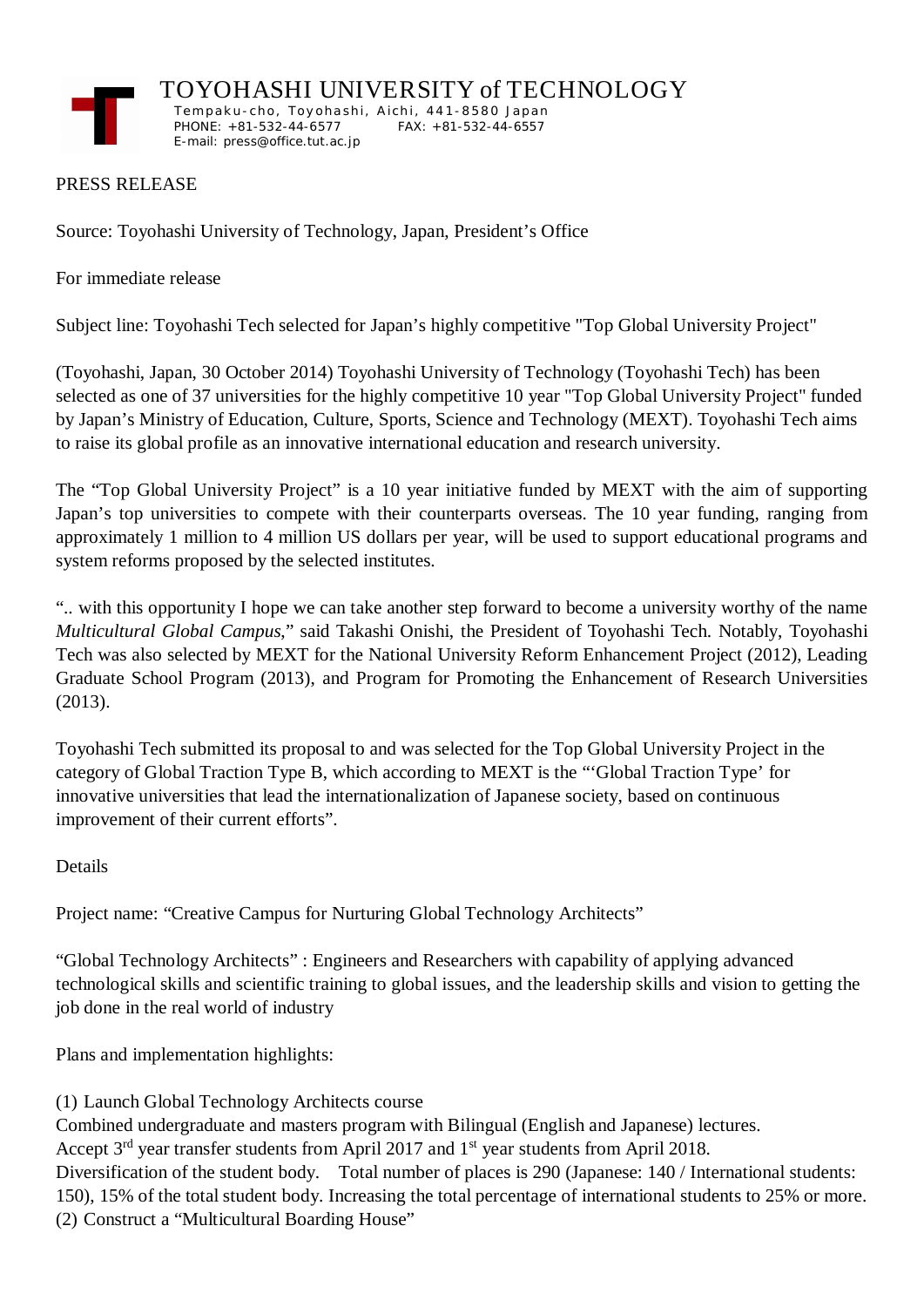# TOYOHASHI UNIVERSITY of TECHNOLOGY

Tempaku-cho, Toyohashi, Aichi, 441-8580 Japan
PHONE: +81-532-44-6577 FAX: +81-532-44-6557
E-mail: press@office.tut.ac.jp

PRESS RELEASE

Source: Toyohashi University of Technology, Japan, President's Office

For immediate release

Subject line: Toyohashi Tech selected for Japan's highly competitive "Top Global University Project"

(Toyohashi, Japan, 30 October 2014) Toyohashi University of Technology (Toyohashi Tech) has been selected as one of 37 universities for the highly competitive 10 year "Top Global University Project" funded by Japan's Ministry of Education, Culture, Sports, Science and Technology (MEXT). Toyohashi Tech aims to raise its global profile as an innovative international education and research university.

The "Top Global University Project" is a 10 year initiative funded by MEXT with the aim of supporting Japan's top universities to compete with their counterparts overseas. The 10 year funding, ranging from approximately 1 million to 4 million US dollars per year, will be used to support educational programs and system reforms proposed by the selected institutes.

".. with this opportunity I hope we can take another step forward to become a university worthy of the name *Multicultural Global Campus*," said Takashi Onishi, the President of Toyohashi Tech. Notably, Toyohashi Tech was also selected by MEXT for the National University Reform Enhancement Project (2012), Leading Graduate School Program (2013), and Program for Promoting the Enhancement of Research Universities (2013).

Toyohashi Tech submitted its proposal to and was selected for the Top Global University Project in the category of Global Traction Type B, which according to MEXT is the "'Global Traction Type' for innovative universities that lead the internationalization of Japanese society, based on continuous improvement of their current efforts".

Details

Project name: "Creative Campus for Nurturing Global Technology Architects"

"Global Technology Architects" : Engineers and Researchers with capability of applying advanced technological skills and scientific training to global issues, and the leadership skills and vision to getting the job done in the real world of industry

Plans and implementation highlights:

(1) Launch Global Technology Architects course
Combined undergraduate and masters program with Bilingual (English and Japanese) lectures.
Accept 3rd year transfer students from April 2017 and 1st year students from April 2018.
Diversification of the student body. Total number of places is 290 (Japanese: 140 / International students: 150), 15% of the total student body. Increasing the total percentage of international students to 25% or more.
(2) Construct a "Multicultural Boarding House"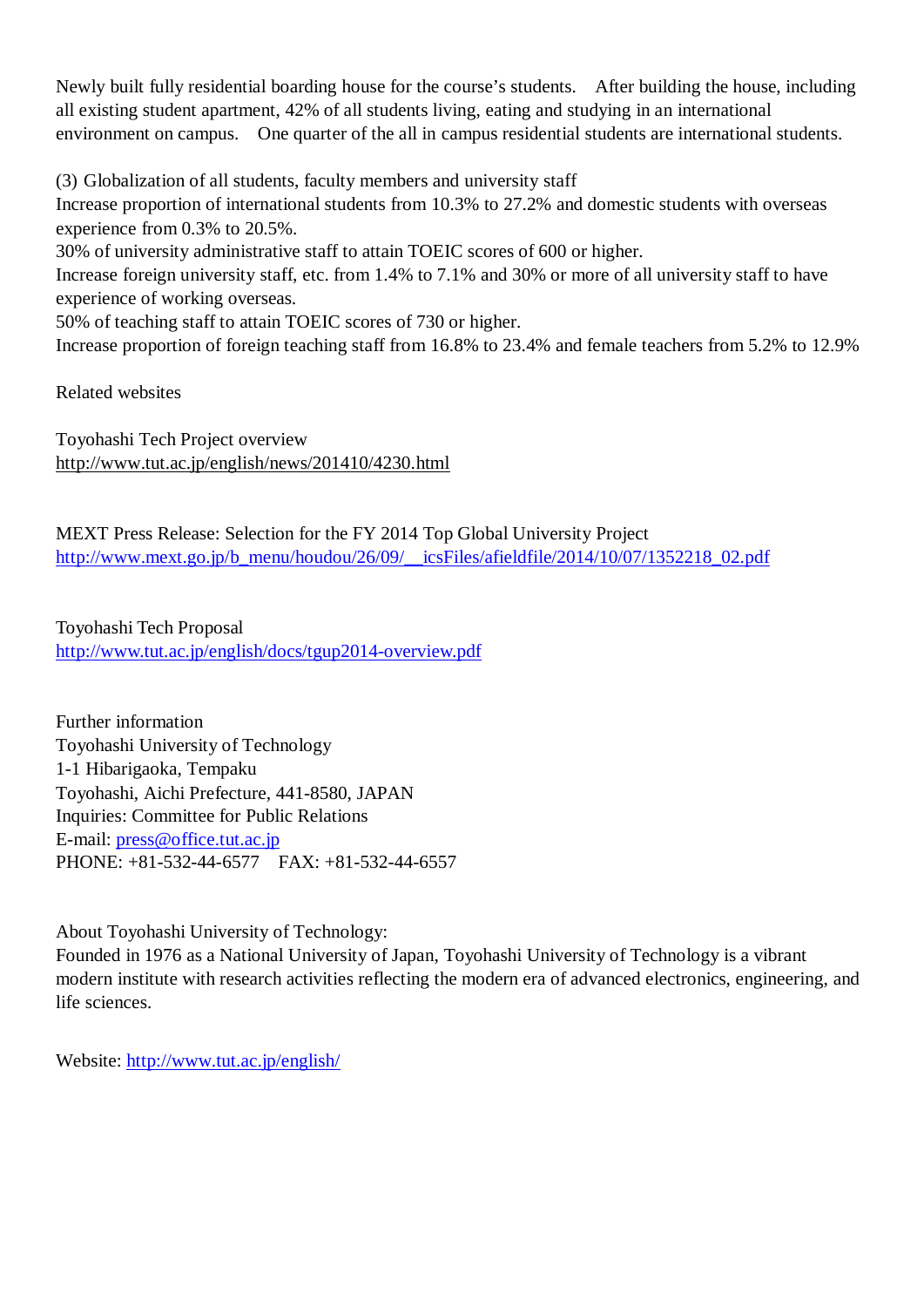Newly built fully residential boarding house for the course's students. After building the house, including all existing student apartment, 42% of all students living, eating and studying in an international environment on campus. One quarter of the all in campus residential students are international students.

(3) Globalization of all students, faculty members and university staff
Increase proportion of international students from 10.3% to 27.2% and domestic students with overseas experience from 0.3% to 20.5%.
30% of university administrative staff to attain TOEIC scores of 600 or higher.
Increase foreign university staff, etc. from 1.4% to 7.1% and 30% or more of all university staff to have experience of working overseas.
50% of teaching staff to attain TOEIC scores of 730 or higher.
Increase proportion of foreign teaching staff from 16.8% to 23.4% and female teachers from 5.2% to 12.9%

Related websites

Toyohashi Tech Project overview
http://www.tut.ac.jp/english/news/201410/4230.html

MEXT Press Release: Selection for the FY 2014 Top Global University Project
http://www.mext.go.jp/b_menu/houdou/26/09/__icsFiles/afieldfile/2014/10/07/1352218_02.pdf

Toyohashi Tech Proposal
http://www.tut.ac.jp/english/docs/tgup2014-overview.pdf

Further information
Toyohashi University of Technology
1-1 Hibarigaoka, Tempaku
Toyohashi, Aichi Prefecture, 441-8580, JAPAN
Inquiries: Committee for Public Relations
E-mail: press@office.tut.ac.jp
PHONE: +81-532-44-6577 FAX: +81-532-44-6557

About Toyohashi University of Technology:
Founded in 1976 as a National University of Japan, Toyohashi University of Technology is a vibrant modern institute with research activities reflecting the modern era of advanced electronics, engineering, and life sciences.

Website: http://www.tut.ac.jp/english/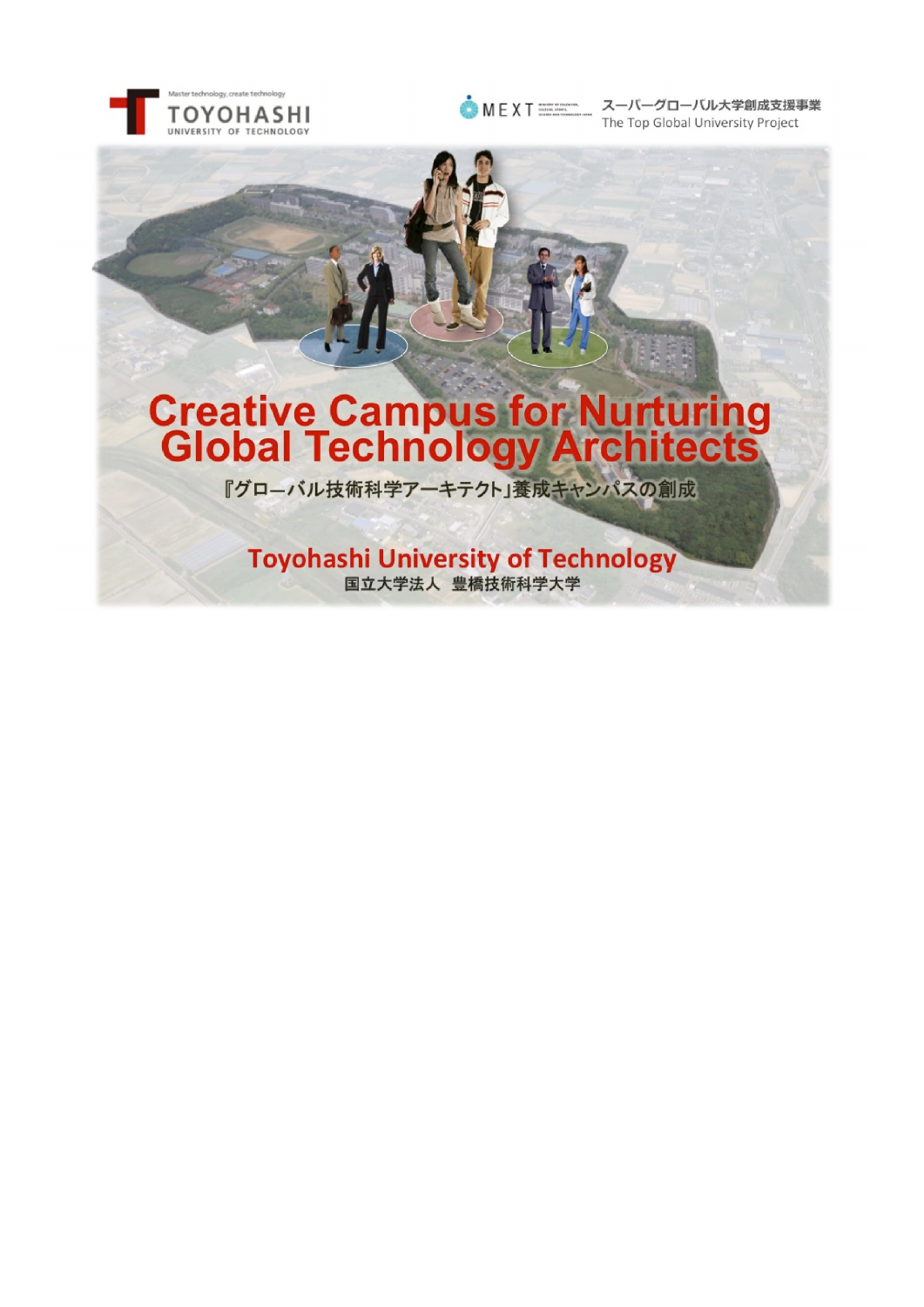Master technology, create technology

TOYOHASHI UNIVERSITY OF TECHNOLOGY

MEXT

スーパーグローバル大学創成支援事業
The Top Global University Project

# Creative Campus for Nurturing Global Technology Architects

『グローバル技術科学アーキテクト』養成キャンパスの創成

## Toyohashi University of Technology

国立大学法人　豊橋技術科学大学